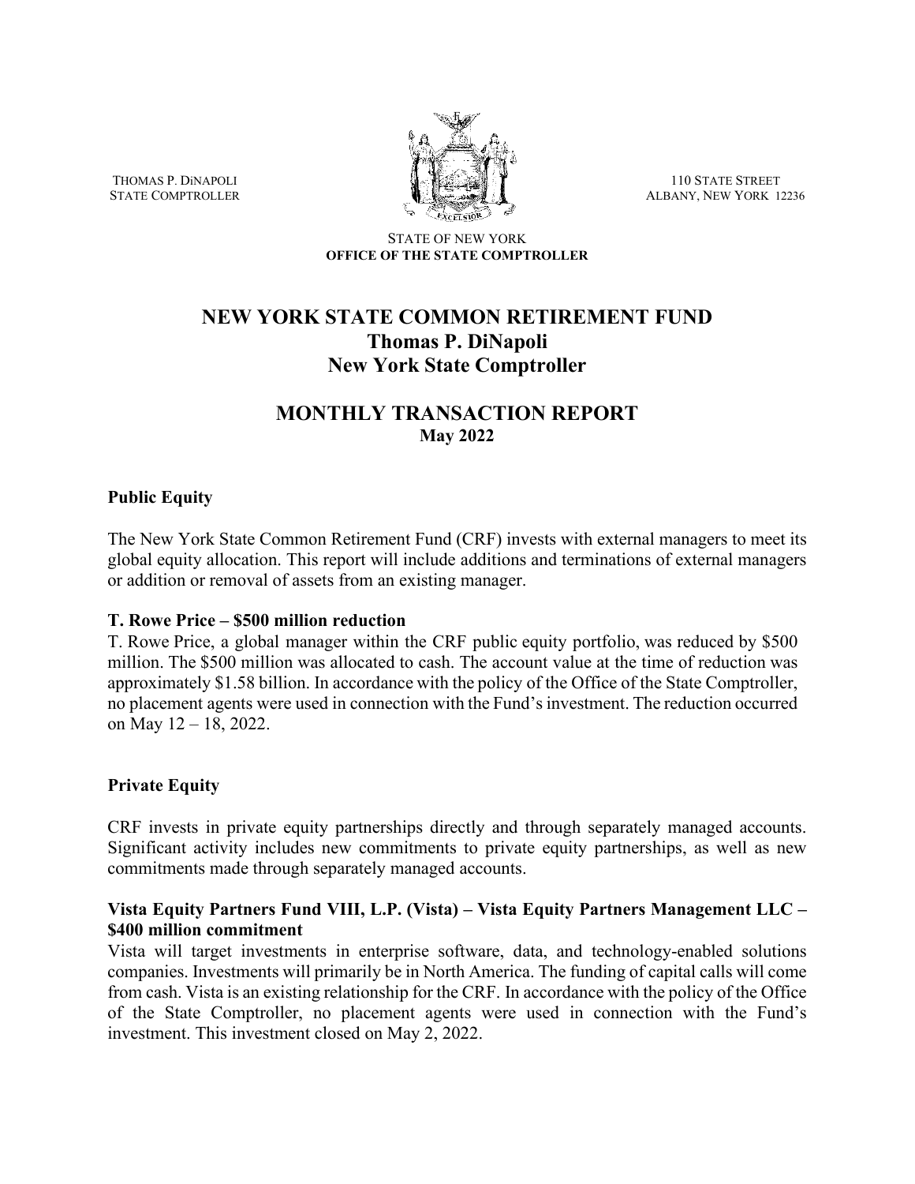THOMAS P. DINAPOLI
STATE COMPTROLLER

110 STATE STREET
ALBANY, NEW YORK 12236

STATE OF NEW YORK
**OFFICE OF THE STATE COMPTROLLER**

# NEW YORK STATE COMMON RETIREMENT FUND
## Thomas P. DiNapoli
## New York State Comptroller

# MONTHLY TRANSACTION REPORT
## May 2022

### Public Equity

The New York State Common Retirement Fund (CRF) invests with external managers to meet its global equity allocation. This report will include additions and terminations of external managers or addition or removal of assets from an existing manager.

**T. Rowe Price – $500 million reduction**
T. Rowe Price, a global manager within the CRF public equity portfolio, was reduced by $500 million. The $500 million was allocated to cash. The account value at the time of reduction was approximately $1.58 billion. In accordance with the policy of the Office of the State Comptroller, no placement agents were used in connection with the Fund's investment. The reduction occurred on May 12 – 18, 2022.

### Private Equity

CRF invests in private equity partnerships directly and through separately managed accounts. Significant activity includes new commitments to private equity partnerships, as well as new commitments made through separately managed accounts.

**Vista Equity Partners Fund VIII, L.P. (Vista) – Vista Equity Partners Management LLC – $400 million commitment**
Vista will target investments in enterprise software, data, and technology-enabled solutions companies. Investments will primarily be in North America. The funding of capital calls will come from cash. Vista is an existing relationship for the CRF. In accordance with the policy of the Office of the State Comptroller, no placement agents were used in connection with the Fund's investment. This investment closed on May 2, 2022.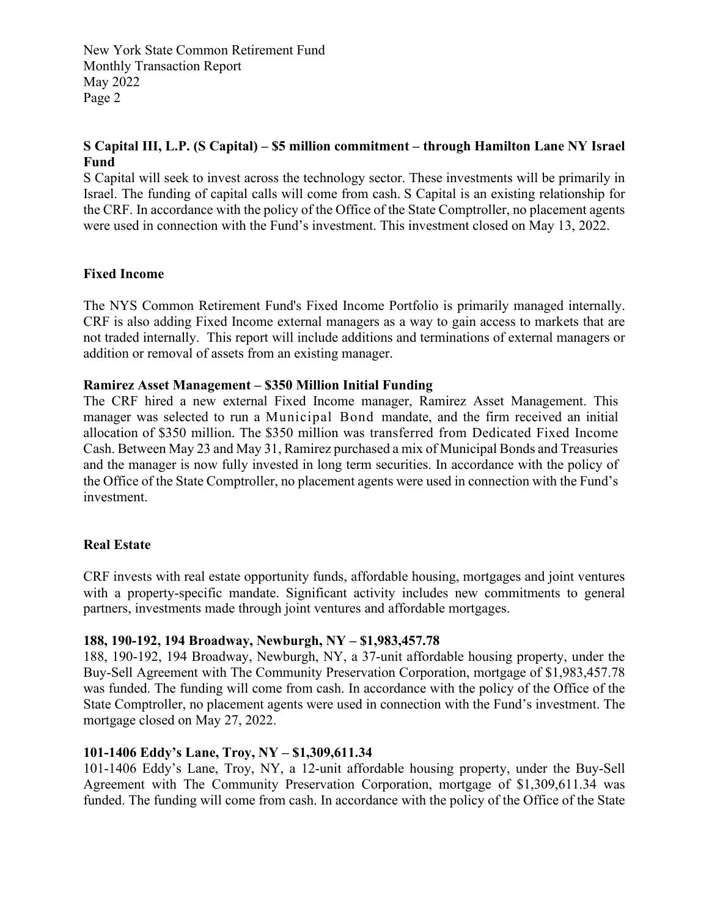**S Capital III, L.P. (S Capital) – $5 million commitment – through Hamilton Lane NY Israel Fund**

S Capital will seek to invest across the technology sector. These investments will be primarily in Israel. The funding of capital calls will come from cash. S Capital is an existing relationship for the CRF. In accordance with the policy of the Office of the State Comptroller, no placement agents were used in connection with the Fund's investment. This investment closed on May 13, 2022.

## Fixed Income

The NYS Common Retirement Fund's Fixed Income Portfolio is primarily managed internally. CRF is also adding Fixed Income external managers as a way to gain access to markets that are not traded internally. This report will include additions and terminations of external managers or addition or removal of assets from an existing manager.

**Ramirez Asset Management – $350 Million Initial Funding**

The CRF hired a new external Fixed Income manager, Ramirez Asset Management. This manager was selected to run a Municipal Bond mandate, and the firm received an initial allocation of $350 million. The $350 million was transferred from Dedicated Fixed Income Cash. Between May 23 and May 31, Ramirez purchased a mix of Municipal Bonds and Treasuries and the manager is now fully invested in long term securities. In accordance with the policy of the Office of the State Comptroller, no placement agents were used in connection with the Fund's investment.

## Real Estate

CRF invests with real estate opportunity funds, affordable housing, mortgages and joint ventures with a property-specific mandate. Significant activity includes new commitments to general partners, investments made through joint ventures and affordable mortgages.

**188, 190-192, 194 Broadway, Newburgh, NY – $1,983,457.78**

188, 190-192, 194 Broadway, Newburgh, NY, a 37-unit affordable housing property, under the Buy-Sell Agreement with The Community Preservation Corporation, mortgage of $1,983,457.78 was funded. The funding will come from cash. In accordance with the policy of the Office of the State Comptroller, no placement agents were used in connection with the Fund's investment. The mortgage closed on May 27, 2022.

**101-1406 Eddy's Lane, Troy, NY – $1,309,611.34**

101-1406 Eddy's Lane, Troy, NY, a 12-unit affordable housing property, under the Buy-Sell Agreement with The Community Preservation Corporation, mortgage of $1,309,611.34 was funded. The funding will come from cash. In accordance with the policy of the Office of the State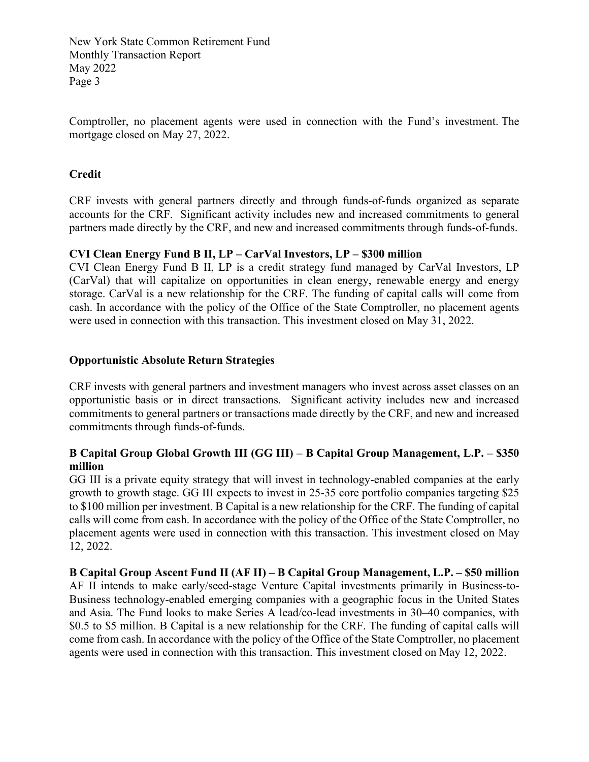Comptroller, no placement agents were used in connection with the Fund's investment. The mortgage closed on May 27, 2022.

## Credit

CRF invests with general partners directly and through funds-of-funds organized as separate accounts for the CRF. Significant activity includes new and increased commitments to general partners made directly by the CRF, and new and increased commitments through funds-of-funds.

**CVI Clean Energy Fund B II, LP – CarVal Investors, LP – $300 million**
CVI Clean Energy Fund B II, LP is a credit strategy fund managed by CarVal Investors, LP (CarVal) that will capitalize on opportunities in clean energy, renewable energy and energy storage. CarVal is a new relationship for the CRF. The funding of capital calls will come from cash. In accordance with the policy of the Office of the State Comptroller, no placement agents were used in connection with this transaction. This investment closed on May 31, 2022.

## Opportunistic Absolute Return Strategies

CRF invests with general partners and investment managers who invest across asset classes on an opportunistic basis or in direct transactions. Significant activity includes new and increased commitments to general partners or transactions made directly by the CRF, and new and increased commitments through funds-of-funds.

**B Capital Group Global Growth III (GG III) – B Capital Group Management, L.P. – $350 million**
GG III is a private equity strategy that will invest in technology-enabled companies at the early growth to growth stage. GG III expects to invest in 25-35 core portfolio companies targeting $25 to $100 million per investment. B Capital is a new relationship for the CRF. The funding of capital calls will come from cash. In accordance with the policy of the Office of the State Comptroller, no placement agents were used in connection with this transaction. This investment closed on May 12, 2022.

**B Capital Group Ascent Fund II (AF II) – B Capital Group Management, L.P. – $50 million**
AF II intends to make early/seed-stage Venture Capital investments primarily in Business-to-Business technology-enabled emerging companies with a geographic focus in the United States and Asia. The Fund looks to make Series A lead/co-lead investments in 30–40 companies, with $0.5 to $5 million. B Capital is a new relationship for the CRF. The funding of capital calls will come from cash. In accordance with the policy of the Office of the State Comptroller, no placement agents were used in connection with this transaction. This investment closed on May 12, 2022.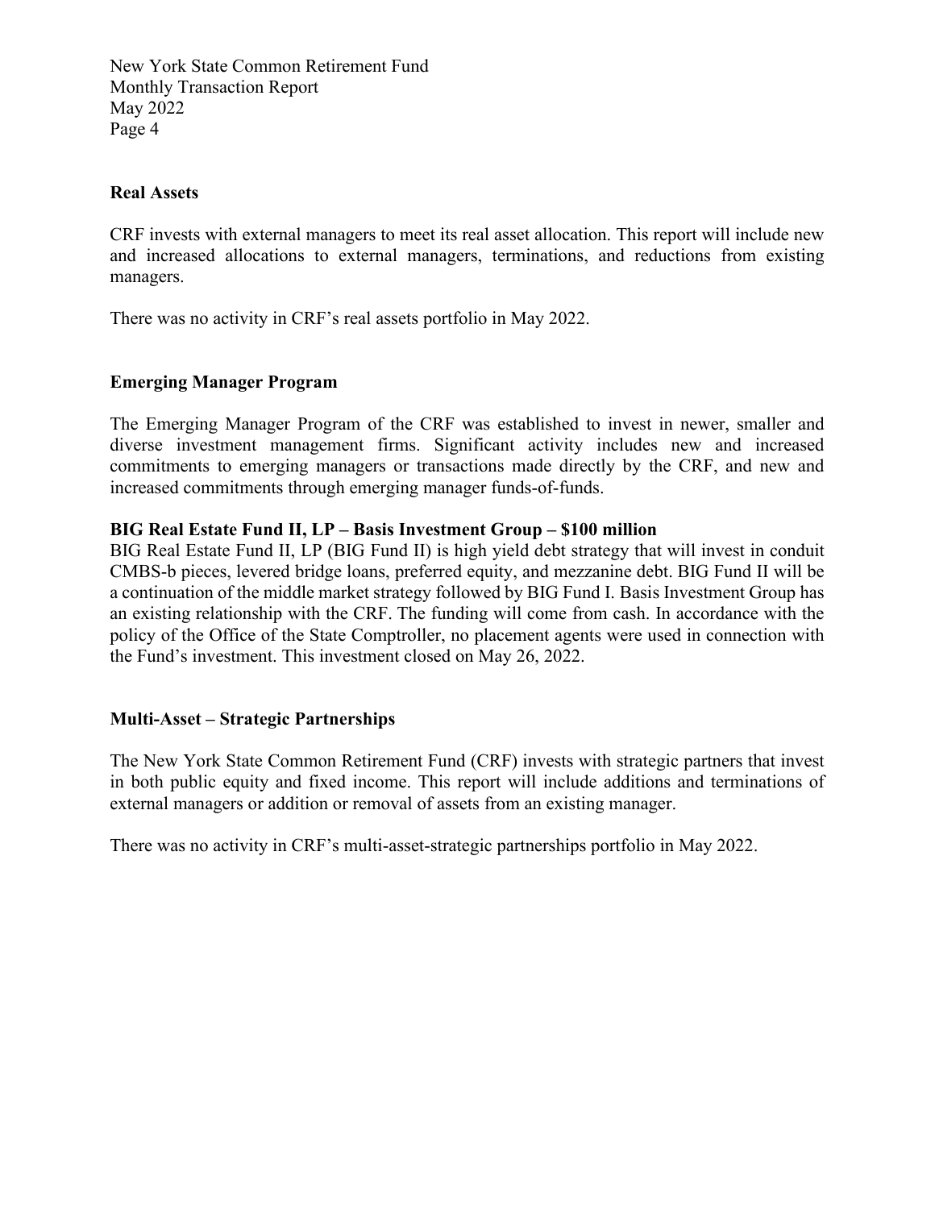## Real Assets

CRF invests with external managers to meet its real asset allocation. This report will include new and increased allocations to external managers, terminations, and reductions from existing managers.

There was no activity in CRF's real assets portfolio in May 2022.

## Emerging Manager Program

The Emerging Manager Program of the CRF was established to invest in newer, smaller and diverse investment management firms. Significant activity includes new and increased commitments to emerging managers or transactions made directly by the CRF, and new and increased commitments through emerging manager funds-of-funds.

**BIG Real Estate Fund II, LP – Basis Investment Group – $100 million**

BIG Real Estate Fund II, LP (BIG Fund II) is high yield debt strategy that will invest in conduit CMBS-b pieces, levered bridge loans, preferred equity, and mezzanine debt. BIG Fund II will be a continuation of the middle market strategy followed by BIG Fund I. Basis Investment Group has an existing relationship with the CRF. The funding will come from cash. In accordance with the policy of the Office of the State Comptroller, no placement agents were used in connection with the Fund's investment. This investment closed on May 26, 2022.

## Multi-Asset – Strategic Partnerships

The New York State Common Retirement Fund (CRF) invests with strategic partners that invest in both public equity and fixed income. This report will include additions and terminations of external managers or addition or removal of assets from an existing manager.

There was no activity in CRF's multi-asset-strategic partnerships portfolio in May 2022.